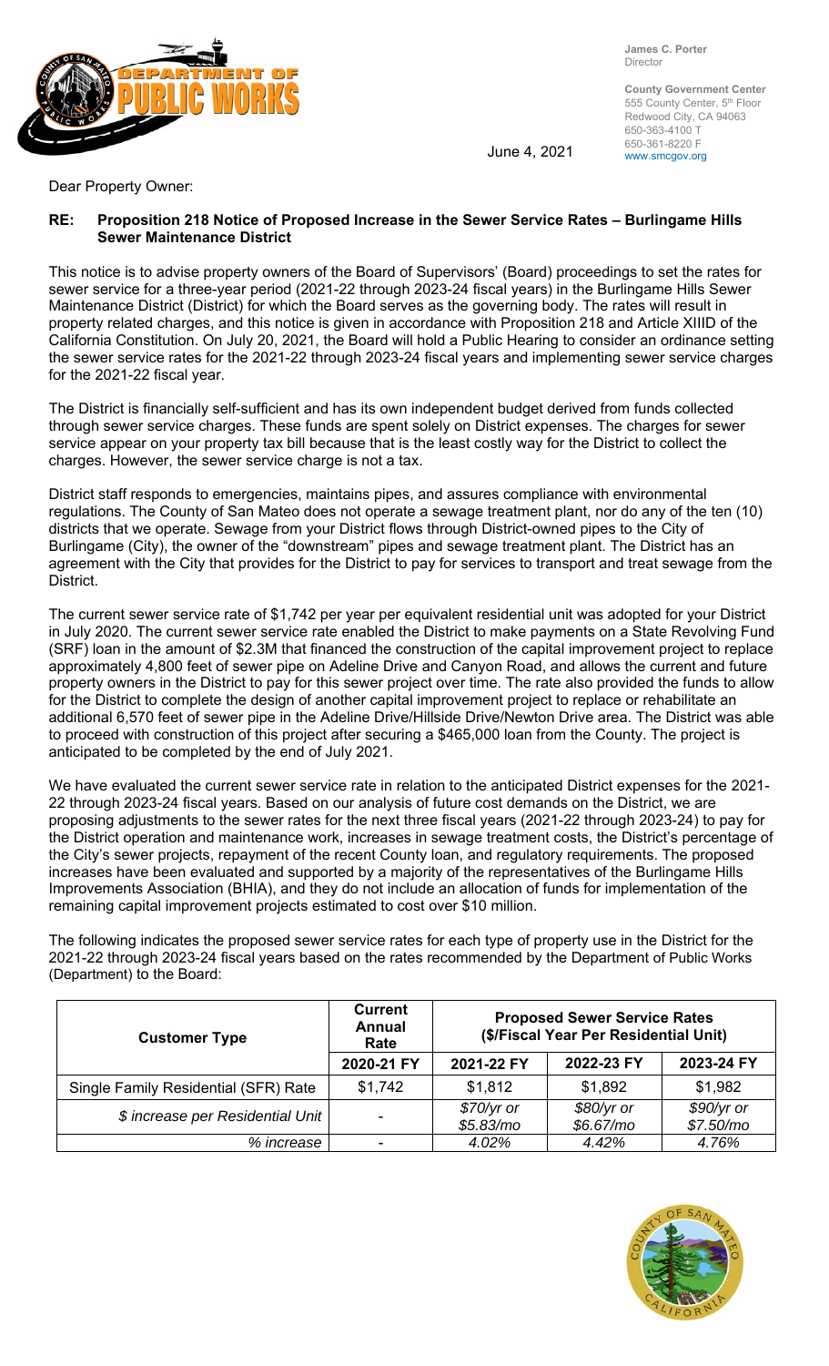James C. Porter
Director

County Government Center
555 County Center, 5th Floor
Redwood City, CA 94063
650-363-4100 T
650-361-8220 F
www.smcgov.org

June 4, 2021

Dear Property Owner:

**RE: Proposition 218 Notice of Proposed Increase in the Sewer Service Rates – Burlingame Hills Sewer Maintenance District**

This notice is to advise property owners of the Board of Supervisors' (Board) proceedings to set the rates for sewer service for a three-year period (2021-22 through 2023-24 fiscal years) in the Burlingame Hills Sewer Maintenance District (District) for which the Board serves as the governing body. The rates will result in property related charges, and this notice is given in accordance with Proposition 218 and Article XIIID of the California Constitution. On July 20, 2021, the Board will hold a Public Hearing to consider an ordinance setting the sewer service rates for the 2021-22 through 2023-24 fiscal years and implementing sewer service charges for the 2021-22 fiscal year.

The District is financially self-sufficient and has its own independent budget derived from funds collected through sewer service charges. These funds are spent solely on District expenses. The charges for sewer service appear on your property tax bill because that is the least costly way for the District to collect the charges. However, the sewer service charge is not a tax.

District staff responds to emergencies, maintains pipes, and assures compliance with environmental regulations. The County of San Mateo does not operate a sewage treatment plant, nor do any of the ten (10) districts that we operate. Sewage from your District flows through District-owned pipes to the City of Burlingame (City), the owner of the "downstream" pipes and sewage treatment plant. The District has an agreement with the City that provides for the District to pay for services to transport and treat sewage from the District.

The current sewer service rate of $1,742 per year per equivalent residential unit was adopted for your District in July 2020. The current sewer service rate enabled the District to make payments on a State Revolving Fund (SRF) loan in the amount of $2.3M that financed the construction of the capital improvement project to replace approximately 4,800 feet of sewer pipe on Adeline Drive and Canyon Road, and allows the current and future property owners in the District to pay for this sewer project over time. The rate also provided the funds to allow for the District to complete the design of another capital improvement project to replace or rehabilitate an additional 6,570 feet of sewer pipe in the Adeline Drive/Hillside Drive/Newton Drive area. The District was able to proceed with construction of this project after securing a $465,000 loan from the County. The project is anticipated to be completed by the end of July 2021.

We have evaluated the current sewer service rate in relation to the anticipated District expenses for the 2021-22 through 2023-24 fiscal years. Based on our analysis of future cost demands on the District, we are proposing adjustments to the sewer rates for the next three fiscal years (2021-22 through 2023-24) to pay for the District operation and maintenance work, increases in sewage treatment costs, the District's percentage of the City's sewer projects, repayment of the recent County loan, and regulatory requirements. The proposed increases have been evaluated and supported by a majority of the representatives of the Burlingame Hills Improvements Association (BHIA), and they do not include an allocation of funds for implementation of the remaining capital improvement projects estimated to cost over $10 million.

The following indicates the proposed sewer service rates for each type of property use in the District for the 2021-22 through 2023-24 fiscal years based on the rates recommended by the Department of Public Works (Department) to the Board:

| Customer Type | Current Annual Rate | Proposed Sewer Service Rates ($/Fiscal Year Per Residential Unit) | | |
|---|---|---|---|---|
| | 2020-21 FY | 2021-22 FY | 2022-23 FY | 2023-24 FY |
| Single Family Residential (SFR) Rate | $1,742 | $1,812 | $1,892 | $1,982 |
| *$ increase per Residential Unit* | - | *$70/yr or $5.83/mo* | *$80/yr or $6.67/mo* | *$90/yr or $7.50/mo* |
| *% increase* | - | *4.02%* | *4.42%* | *4.76%* |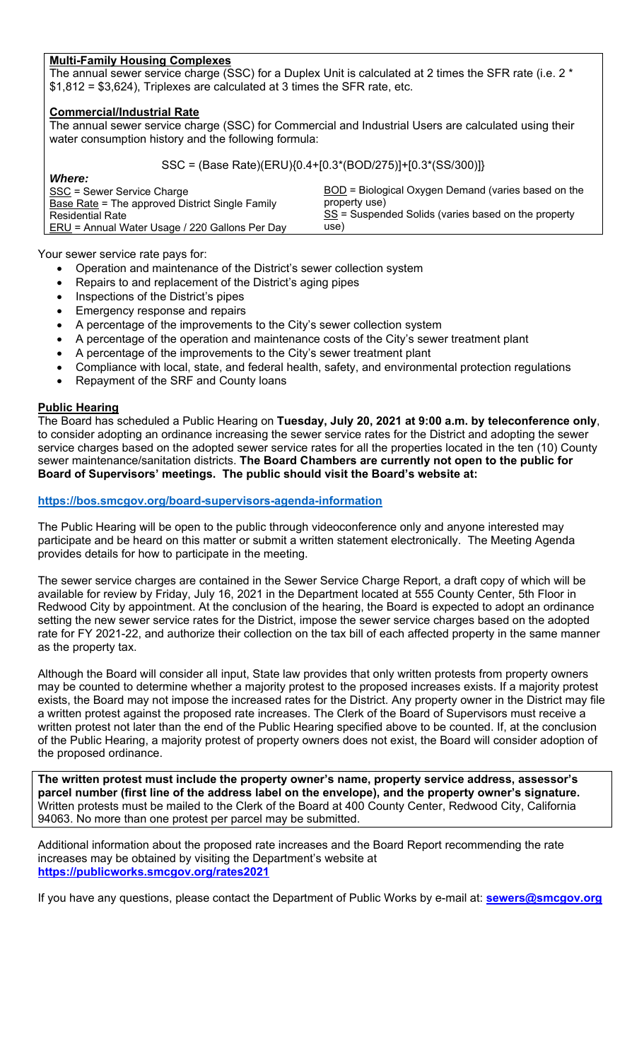**Multi-Family Housing Complexes**

The annual sewer service charge (SSC) for a Duplex Unit is calculated at 2 times the SFR rate (i.e. 2 * $1,812 = $3,624), Triplexes are calculated at 3 times the SFR rate, etc.

**Commercial/Industrial Rate**

The annual sewer service charge (SSC) for Commercial and Industrial Users are calculated using their water consumption history and the following formula:

$$SSC = (\text{Base Rate})(ERU)\{0.4+[0.3*(BOD/275)]+[0.3*(SS/300)]\}$$

***Where:***

SSC = Sewer Service Charge

Base Rate = The approved District Single Family Residential Rate

ERU = Annual Water Usage / 220 Gallons Per Day

BOD = Biological Oxygen Demand (varies based on the property use)

SS = Suspended Solids (varies based on the property use)

Your sewer service rate pays for:

- Operation and maintenance of the District's sewer collection system
- Repairs to and replacement of the District's aging pipes
- Inspections of the District's pipes
- Emergency response and repairs
- A percentage of the improvements to the City's sewer collection system
- A percentage of the operation and maintenance costs of the City's sewer treatment plant
- A percentage of the improvements to the City's sewer treatment plant
- Compliance with local, state, and federal health, safety, and environmental protection regulations
- Repayment of the SRF and County loans

**Public Hearing**

The Board has scheduled a Public Hearing on **Tuesday, July 20, 2021 at 9:00 a.m. by teleconference only**, to consider adopting an ordinance increasing the sewer service rates for the District and adopting the sewer service charges based on the adopted sewer service rates for all the properties located in the ten (10) County sewer maintenance/sanitation districts. **The Board Chambers are currently not open to the public for Board of Supervisors' meetings. The public should visit the Board's website at:**

**https://bos.smcgov.org/board-supervisors-agenda-information**

The Public Hearing will be open to the public through videoconference only and anyone interested may participate and be heard on this matter or submit a written statement electronically. The Meeting Agenda provides details for how to participate in the meeting.

The sewer service charges are contained in the Sewer Service Charge Report, a draft copy of which will be available for review by Friday, July 16, 2021 in the Department located at 555 County Center, 5th Floor in Redwood City by appointment. At the conclusion of the hearing, the Board is expected to adopt an ordinance setting the new sewer service rates for the District, impose the sewer service charges based on the adopted rate for FY 2021-22, and authorize their collection on the tax bill of each affected property in the same manner as the property tax.

Although the Board will consider all input, State law provides that only written protests from property owners may be counted to determine whether a majority protest to the proposed increases exists. If a majority protest exists, the Board may not impose the increased rates for the District. Any property owner in the District may file a written protest against the proposed rate increases. The Clerk of the Board of Supervisors must receive a written protest not later than the end of the Public Hearing specified above to be counted. If, at the conclusion of the Public Hearing, a majority protest of property owners does not exist, the Board will consider adoption of the proposed ordinance.

**The written protest must include the property owner's name, property service address, assessor's parcel number (first line of the address label on the envelope), and the property owner's signature.** Written protests must be mailed to the Clerk of the Board at 400 County Center, Redwood City, California 94063. No more than one protest per parcel may be submitted.

Additional information about the proposed rate increases and the Board Report recommending the rate increases may be obtained by visiting the Department's website at **https://publicworks.smcgov.org/rates2021**

If you have any questions, please contact the Department of Public Works by e-mail at: **sewers@smcgov.org**